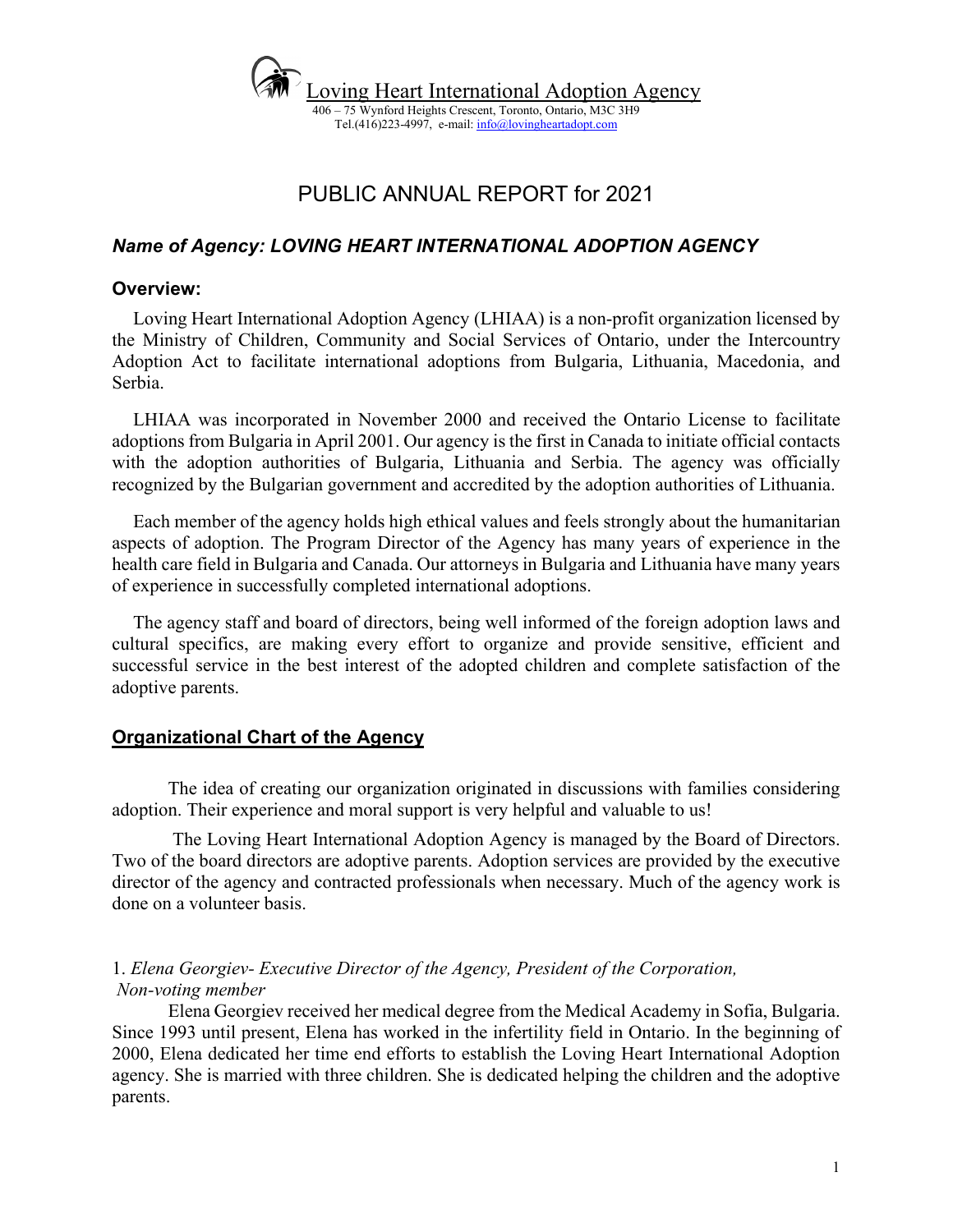Loving Heart International Adoption Agency
406 – 75 Wynford Heights Crescent, Toronto, Ontario, M3C 3H9
Tel.(416)223-4997, e-mail: info@lovingheartadopt.com

# PUBLIC ANNUAL REPORT for 2021

## *Name of Agency: LOVING HEART INTERNATIONAL ADOPTION AGENCY*

### Overview:

Loving Heart International Adoption Agency (LHIAA) is a non-profit organization licensed by the Ministry of Children, Community and Social Services of Ontario, under the Intercountry Adoption Act to facilitate international adoptions from Bulgaria, Lithuania, Macedonia, and Serbia.

LHIAA was incorporated in November 2000 and received the Ontario License to facilitate adoptions from Bulgaria in April 2001. Our agency is the first in Canada to initiate official contacts with the adoption authorities of Bulgaria, Lithuania and Serbia. The agency was officially recognized by the Bulgarian government and accredited by the adoption authorities of Lithuania.

Each member of the agency holds high ethical values and feels strongly about the humanitarian aspects of adoption. The Program Director of the Agency has many years of experience in the health care field in Bulgaria and Canada. Our attorneys in Bulgaria and Lithuania have many years of experience in successfully completed international adoptions.

The agency staff and board of directors, being well informed of the foreign adoption laws and cultural specifics, are making every effort to organize and provide sensitive, efficient and successful service in the best interest of the adopted children and complete satisfaction of the adoptive parents.

### Organizational Chart of the Agency

The idea of creating our organization originated in discussions with families considering adoption. Their experience and moral support is very helpful and valuable to us!

The Loving Heart International Adoption Agency is managed by the Board of Directors. Two of the board directors are adoptive parents. Adoption services are provided by the executive director of the agency and contracted professionals when necessary. Much of the agency work is done on a volunteer basis.

1. *Elena Georgiev- Executive Director of the Agency, President of the Corporation, Non-voting member*

Elena Georgiev received her medical degree from the Medical Academy in Sofia, Bulgaria. Since 1993 until present, Elena has worked in the infertility field in Ontario. In the beginning of 2000, Elena dedicated her time end efforts to establish the Loving Heart International Adoption agency. She is married with three children. She is dedicated helping the children and the adoptive parents.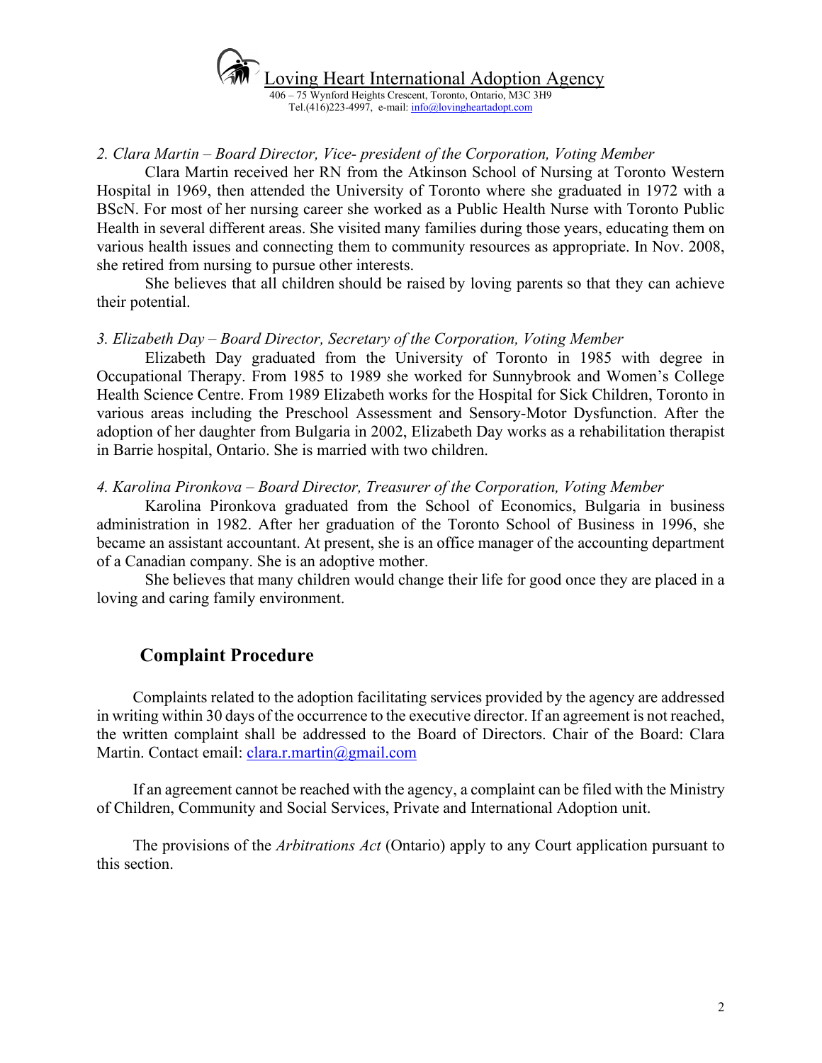*2. Clara Martin – Board Director, Vice- president of the Corporation, Voting Member*

Clara Martin received her RN from the Atkinson School of Nursing at Toronto Western Hospital in 1969, then attended the University of Toronto where she graduated in 1972 with a BScN. For most of her nursing career she worked as a Public Health Nurse with Toronto Public Health in several different areas. She visited many families during those years, educating them on various health issues and connecting them to community resources as appropriate. In Nov. 2008, she retired from nursing to pursue other interests.

She believes that all children should be raised by loving parents so that they can achieve their potential.

*3. Elizabeth Day – Board Director, Secretary of the Corporation, Voting Member*

Elizabeth Day graduated from the University of Toronto in 1985 with degree in Occupational Therapy. From 1985 to 1989 she worked for Sunnybrook and Women's College Health Science Centre. From 1989 Elizabeth works for the Hospital for Sick Children, Toronto in various areas including the Preschool Assessment and Sensory-Motor Dysfunction. After the adoption of her daughter from Bulgaria in 2002, Elizabeth Day works as a rehabilitation therapist in Barrie hospital, Ontario. She is married with two children.

*4. Karolina Pironkova – Board Director, Treasurer of the Corporation, Voting Member*

Karolina Pironkova graduated from the School of Economics, Bulgaria in business administration in 1982. After her graduation of the Toronto School of Business in 1996, she became an assistant accountant. At present, she is an office manager of the accounting department of a Canadian company. She is an adoptive mother.

She believes that many children would change their life for good once they are placed in a loving and caring family environment.

## Complaint Procedure

Complaints related to the adoption facilitating services provided by the agency are addressed in writing within 30 days of the occurrence to the executive director. If an agreement is not reached, the written complaint shall be addressed to the Board of Directors. Chair of the Board: Clara Martin. Contact email: clara.r.martin@gmail.com

If an agreement cannot be reached with the agency, a complaint can be filed with the Ministry of Children, Community and Social Services, Private and International Adoption unit.

The provisions of the *Arbitrations Act* (Ontario) apply to any Court application pursuant to this section.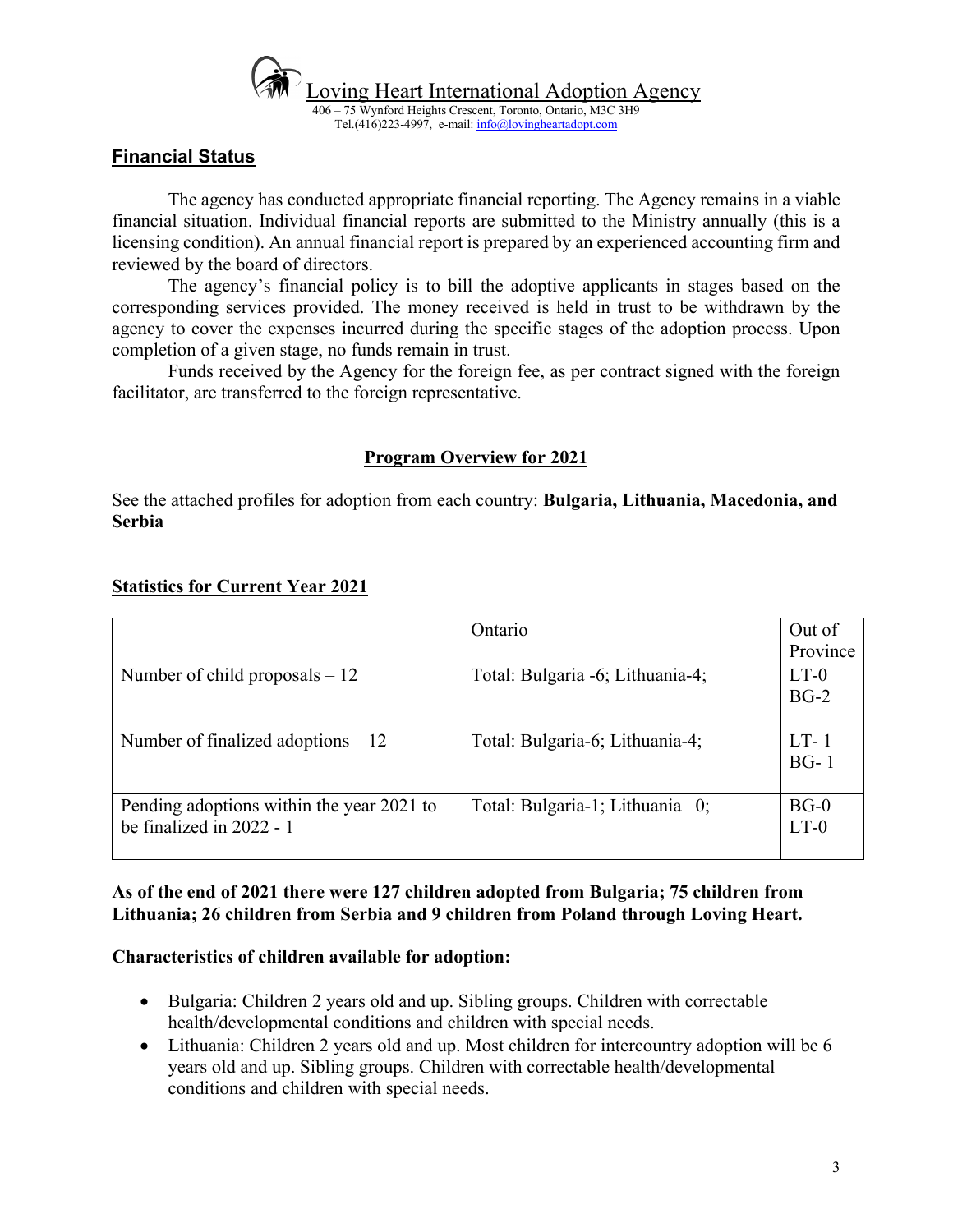Loving Heart International Adoption Agency
406 – 75 Wynford Heights Crescent, Toronto, Ontario, M3C 3H9
Tel.(416)223-4997, e-mail: info@lovingheartadopt.com

## Financial Status

The agency has conducted appropriate financial reporting. The Agency remains in a viable financial situation. Individual financial reports are submitted to the Ministry annually (this is a licensing condition). An annual financial report is prepared by an experienced accounting firm and reviewed by the board of directors.

The agency's financial policy is to bill the adoptive applicants in stages based on the corresponding services provided. The money received is held in trust to be withdrawn by the agency to cover the expenses incurred during the specific stages of the adoption process. Upon completion of a given stage, no funds remain in trust.

Funds received by the Agency for the foreign fee, as per contract signed with the foreign facilitator, are transferred to the foreign representative.

## Program Overview for 2021

See the attached profiles for adoption from each country: **Bulgaria, Lithuania, Macedonia, and Serbia**

## Statistics for Current Year 2021

| | Ontario | Out of Province |
|---|---|---|
| Number of child proposals – 12 | Total: Bulgaria -6; Lithuania-4; | LT-0<br>BG-2 |
| Number of finalized adoptions – 12 | Total: Bulgaria-6; Lithuania-4; | LT- 1<br>BG- 1 |
| Pending adoptions within the year 2021 to be finalized in 2022 - 1 | Total: Bulgaria-1; Lithuania –0; | BG-0<br>LT-0 |

**As of the end of 2021 there were 127 children adopted from Bulgaria; 75 children from Lithuania; 26 children from Serbia and 9 children from Poland through Loving Heart.**

**Characteristics of children available for adoption:**

- Bulgaria: Children 2 years old and up. Sibling groups. Children with correctable health/developmental conditions and children with special needs.
- Lithuania: Children 2 years old and up. Most children for intercountry adoption will be 6 years old and up. Sibling groups. Children with correctable health/developmental conditions and children with special needs.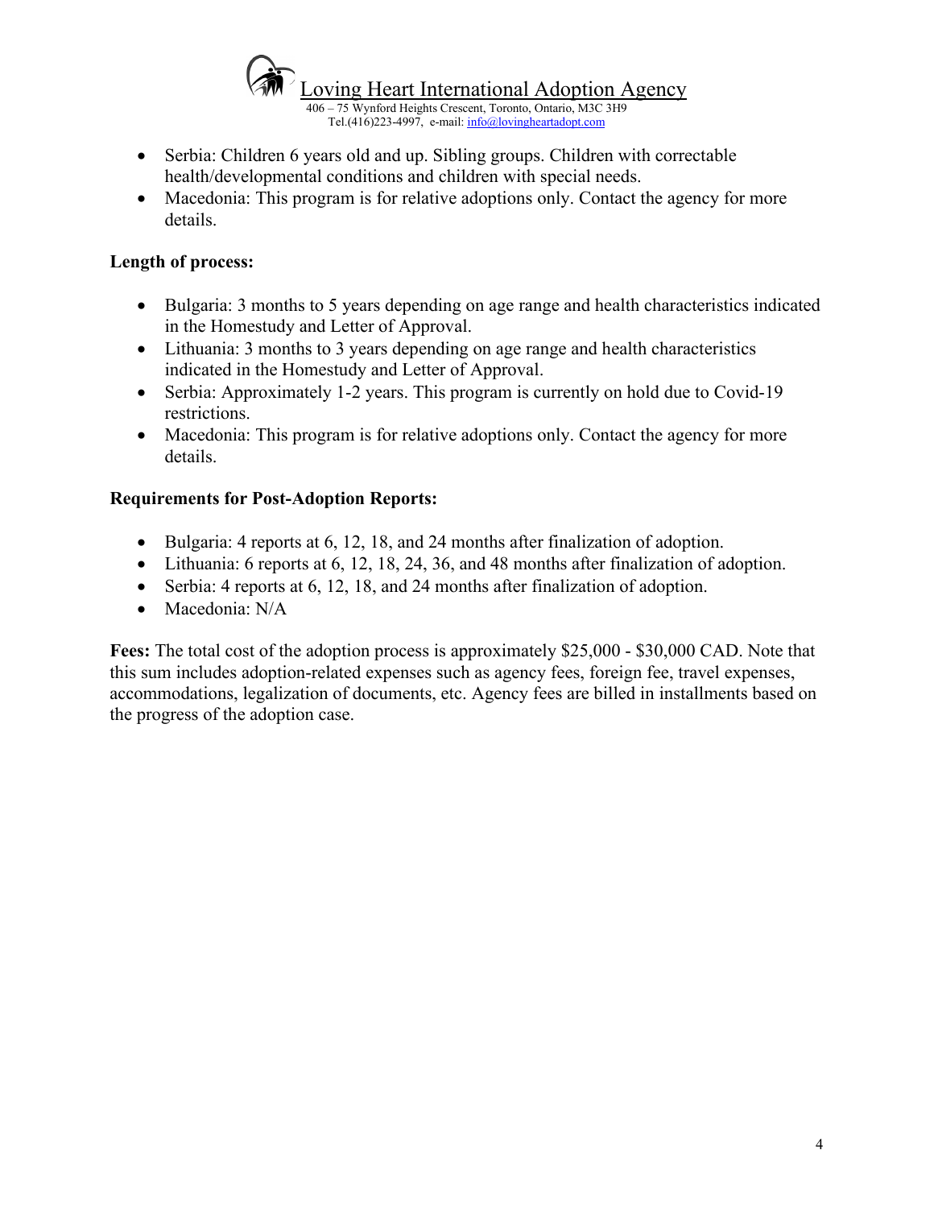- Serbia: Children 6 years old and up. Sibling groups. Children with correctable health/developmental conditions and children with special needs.
- Macedonia: This program is for relative adoptions only. Contact the agency for more details.

**Length of process:**

- Bulgaria: 3 months to 5 years depending on age range and health characteristics indicated in the Homestudy and Letter of Approval.
- Lithuania: 3 months to 3 years depending on age range and health characteristics indicated in the Homestudy and Letter of Approval.
- Serbia: Approximately 1-2 years. This program is currently on hold due to Covid-19 restrictions.
- Macedonia: This program is for relative adoptions only. Contact the agency for more details.

**Requirements for Post-Adoption Reports:**

- Bulgaria: 4 reports at 6, 12, 18, and 24 months after finalization of adoption.
- Lithuania: 6 reports at 6, 12, 18, 24, 36, and 48 months after finalization of adoption.
- Serbia: 4 reports at 6, 12, 18, and 24 months after finalization of adoption.
- Macedonia: N/A

**Fees:** The total cost of the adoption process is approximately $25,000 - $30,000 CAD. Note that this sum includes adoption-related expenses such as agency fees, foreign fee, travel expenses, accommodations, legalization of documents, etc. Agency fees are billed in installments based on the progress of the adoption case.